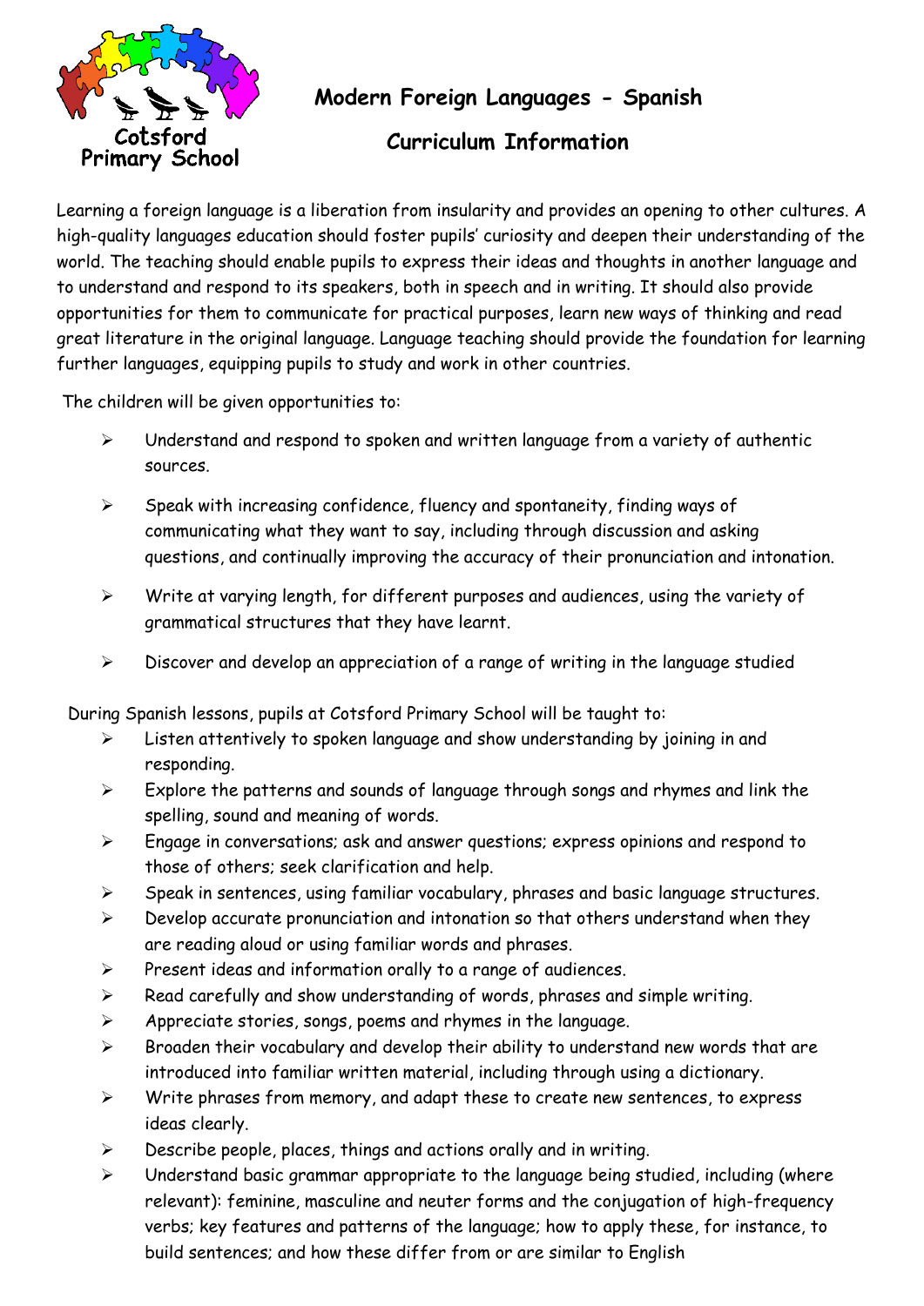Cotsford Primary School

# Modern Foreign Languages - Spanish

## Curriculum Information

Learning a foreign language is a liberation from insularity and provides an opening to other cultures. A high-quality languages education should foster pupils' curiosity and deepen their understanding of the world. The teaching should enable pupils to express their ideas and thoughts in another language and to understand and respond to its speakers, both in speech and in writing. It should also provide opportunities for them to communicate for practical purposes, learn new ways of thinking and read great literature in the original language. Language teaching should provide the foundation for learning further languages, equipping pupils to study and work in other countries.

The children will be given opportunities to:

- Understand and respond to spoken and written language from a variety of authentic sources.
- Speak with increasing confidence, fluency and spontaneity, finding ways of communicating what they want to say, including through discussion and asking questions, and continually improving the accuracy of their pronunciation and intonation.
- Write at varying length, for different purposes and audiences, using the variety of grammatical structures that they have learnt.
- Discover and develop an appreciation of a range of writing in the language studied

During Spanish lessons, pupils at Cotsford Primary School will be taught to:

- Listen attentively to spoken language and show understanding by joining in and responding.
- Explore the patterns and sounds of language through songs and rhymes and link the spelling, sound and meaning of words.
- Engage in conversations; ask and answer questions; express opinions and respond to those of others; seek clarification and help.
- Speak in sentences, using familiar vocabulary, phrases and basic language structures.
- Develop accurate pronunciation and intonation so that others understand when they are reading aloud or using familiar words and phrases.
- Present ideas and information orally to a range of audiences.
- Read carefully and show understanding of words, phrases and simple writing.
- Appreciate stories, songs, poems and rhymes in the language.
- Broaden their vocabulary and develop their ability to understand new words that are introduced into familiar written material, including through using a dictionary.
- Write phrases from memory, and adapt these to create new sentences, to express ideas clearly.
- Describe people, places, things and actions orally and in writing.
- Understand basic grammar appropriate to the language being studied, including (where relevant): feminine, masculine and neuter forms and the conjugation of high-frequency verbs; key features and patterns of the language; how to apply these, for instance, to build sentences; and how these differ from or are similar to English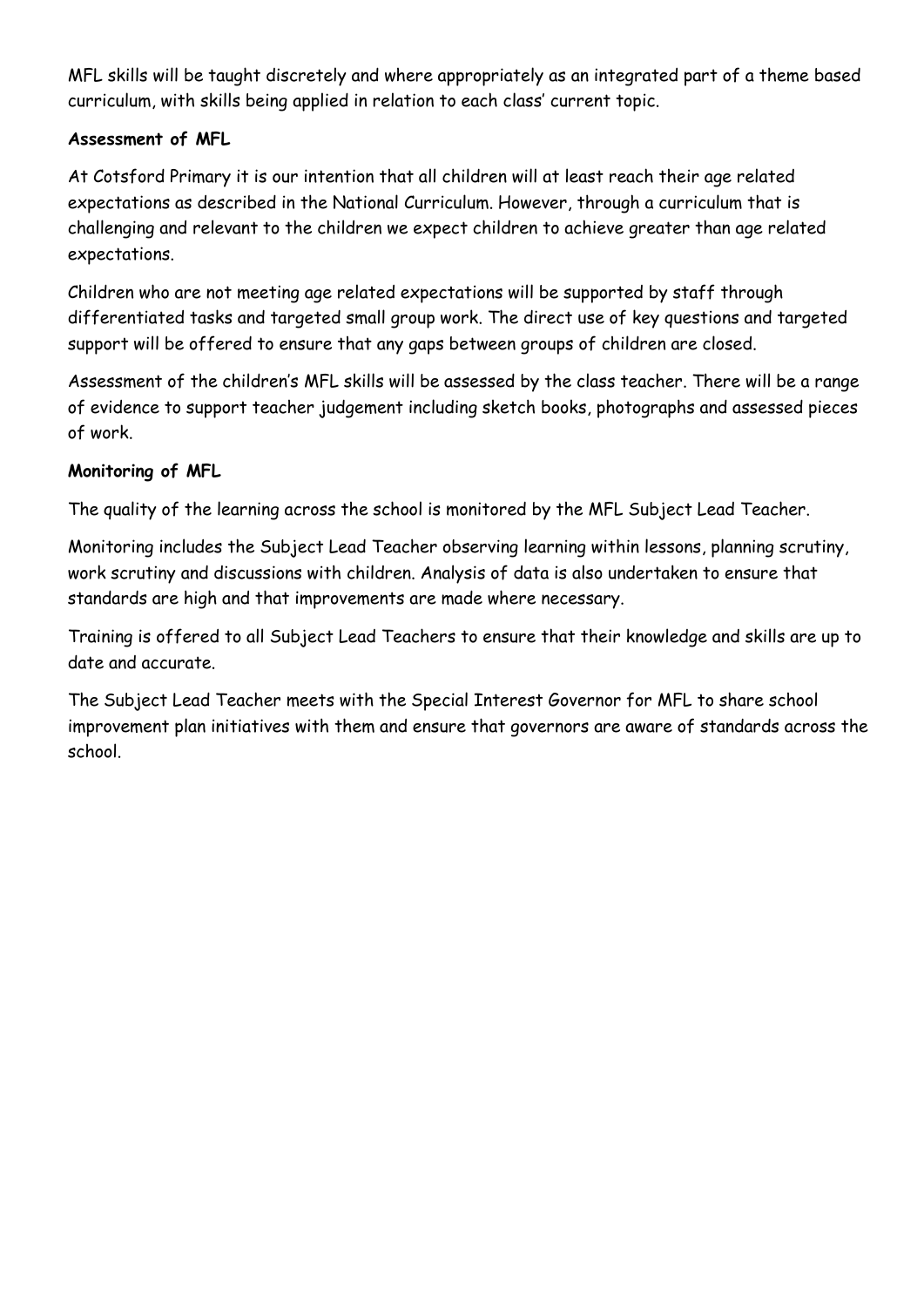MFL skills will be taught discretely and where appropriately as an integrated part of a theme based curriculum, with skills being applied in relation to each class' current topic.

**Assessment of MFL**

At Cotsford Primary it is our intention that all children will at least reach their age related expectations as described in the National Curriculum. However, through a curriculum that is challenging and relevant to the children we expect children to achieve greater than age related expectations.

Children who are not meeting age related expectations will be supported by staff through differentiated tasks and targeted small group work. The direct use of key questions and targeted support will be offered to ensure that any gaps between groups of children are closed.

Assessment of the children's MFL skills will be assessed by the class teacher. There will be a range of evidence to support teacher judgement including sketch books, photographs and assessed pieces of work.

**Monitoring of MFL**

The quality of the learning across the school is monitored by the MFL Subject Lead Teacher.

Monitoring includes the Subject Lead Teacher observing learning within lessons, planning scrutiny, work scrutiny and discussions with children. Analysis of data is also undertaken to ensure that standards are high and that improvements are made where necessary.

Training is offered to all Subject Lead Teachers to ensure that their knowledge and skills are up to date and accurate.

The Subject Lead Teacher meets with the Special Interest Governor for MFL to share school improvement plan initiatives with them and ensure that governors are aware of standards across the school.